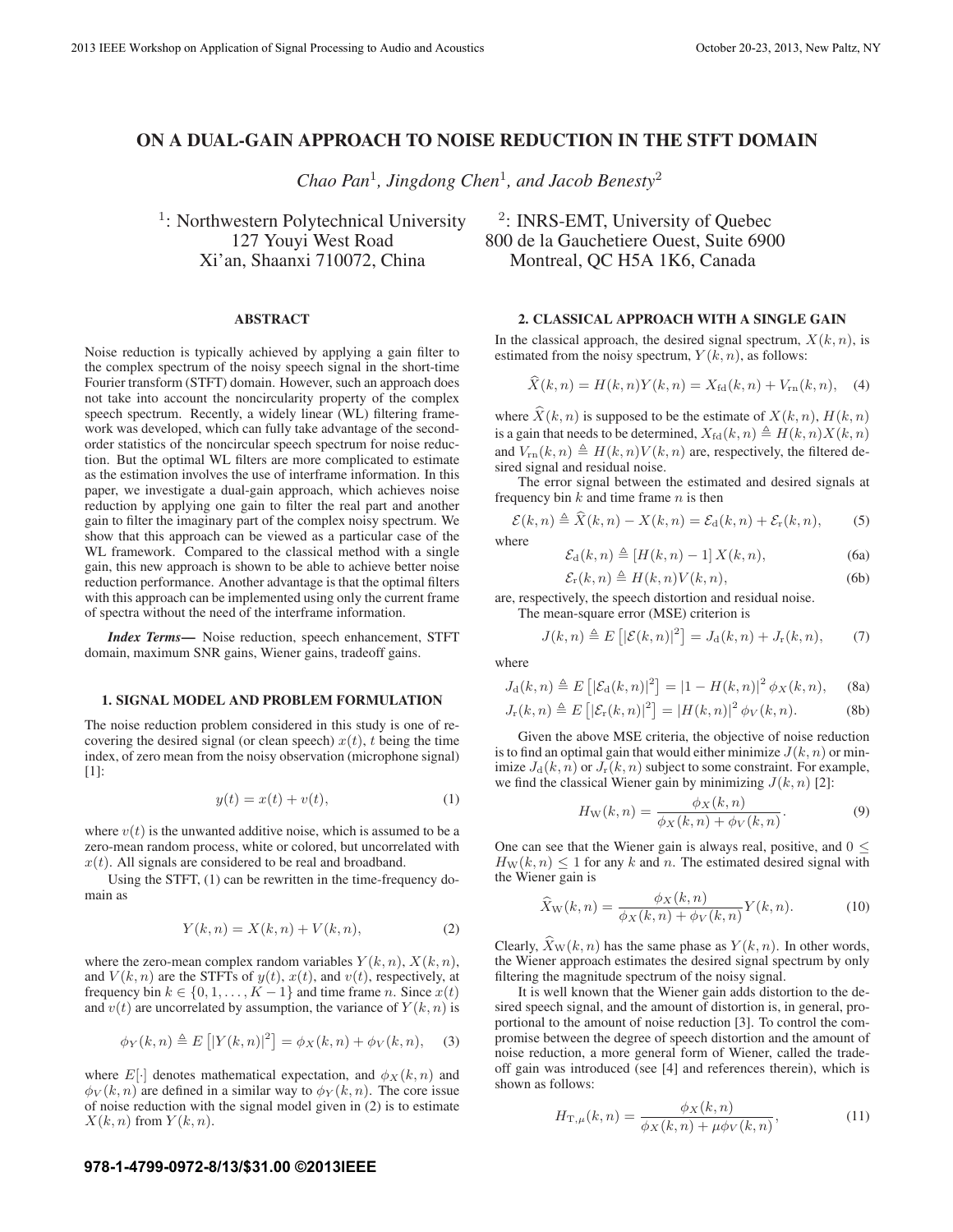# ON A DUAL-GAIN APPROACH TO NOISE REDUCTION IN THE STFT DOMAIN

*Chao Pan*[1], *Jingdong Chen*[1], *and Jacob Benesty*[2]

[1]: Northwestern Polytechnical University
127 Youyi West Road
Xi'an, Shaanxi 710072, China

[2]: INRS-EMT, University of Quebec
800 de la Gauchetiere Ouest, Suite 6900
Montreal, QC H5A 1K6, Canada

## ABSTRACT

Noise reduction is typically achieved by applying a gain filter to the complex spectrum of the noisy speech signal in the short-time Fourier transform (STFT) domain. However, such an approach does not take into account the noncircularity property of the complex speech spectrum. Recently, a widely linear (WL) filtering framework was developed, which can fully take advantage of the second-order statistics of the noncircular speech spectrum for noise reduction. But the optimal WL filters are more complicated to estimate as the estimation involves the use of interframe information. In this paper, we investigate a dual-gain approach, which achieves noise reduction by applying one gain to filter the real part and another gain to filter the imaginary part of the complex noisy spectrum. We show that this approach can be viewed as a particular case of the WL framework. Compared to the classical method with a single gain, this new approach is shown to be able to achieve better noise reduction performance. Another advantage is that the optimal filters with this approach can be implemented using only the current frame of spectra without the need of the interframe information.

***Index Terms*—** Noise reduction, speech enhancement, STFT domain, maximum SNR gains, Wiener gains, tradeoff gains.

## 1. SIGNAL MODEL AND PROBLEM FORMULATION

The noise reduction problem considered in this study is one of recovering the desired signal (or clean speech) $x(t)$, $t$ being the time index, of zero mean from the noisy observation (microphone signal) [1]:

$$y(t) = x(t) + v(t), \tag{1}$$

where $v(t)$ is the unwanted additive noise, which is assumed to be a zero-mean random process, white or colored, but uncorrelated with $x(t)$. All signals are considered to be real and broadband.

Using the STFT, (1) can be rewritten in the time-frequency domain as

$$Y(k,n) = X(k,n) + V(k,n), \tag{2}$$

where the zero-mean complex random variables $Y(k,n)$, $X(k,n)$, and $V(k,n)$ are the STFTs of $y(t)$, $x(t)$, and $v(t)$, respectively, at frequency bin $k \in \{0, 1, \ldots, K-1\}$ and time frame $n$. Since $x(t)$ and $v(t)$ are uncorrelated by assumption, the variance of $Y(k,n)$ is

$$\phi_Y(k,n) \triangleq E\left[|Y(k,n)|^2\right] = \phi_X(k,n) + \phi_V(k,n), \tag{3}$$

where $E[\cdot]$ denotes mathematical expectation, and $\phi_X(k,n)$ and $\phi_V(k,n)$ are defined in a similar way to $\phi_Y(k,n)$. The core issue of noise reduction with the signal model given in (2) is to estimate $X(k,n)$ from $Y(k,n)$.

## 2. CLASSICAL APPROACH WITH A SINGLE GAIN

In the classical approach, the desired signal spectrum, $X(k,n)$, is estimated from the noisy spectrum, $Y(k,n)$, as follows:

$$\widehat{X}(k,n) = H(k,n)Y(k,n) = X_{\text{fd}}(k,n) + V_{\text{rn}}(k,n), \tag{4}$$

where $\widehat{X}(k,n)$ is supposed to be the estimate of $X(k,n)$, $H(k,n)$ is a gain that needs to be determined, $X_{\text{fd}}(k,n) \triangleq H(k,n)X(k,n)$ and $V_{\text{rn}}(k,n) \triangleq H(k,n)V(k,n)$ are, respectively, the filtered desired signal and residual noise.

The error signal between the estimated and desired signals at frequency bin $k$ and time frame $n$ is then

$$\mathcal{E}(k,n) \triangleq \widehat{X}(k,n) - X(k,n) = \mathcal{E}_{\text{d}}(k,n) + \mathcal{E}_{\text{r}}(k,n), \tag{5}$$

where

$$\mathcal{E}_{\text{d}}(k,n) \triangleq [H(k,n) - 1]\, X(k,n), \tag{6a}$$

$$\mathcal{E}_{\text{r}}(k,n) \triangleq H(k,n)V(k,n), \tag{6b}$$

are, respectively, the speech distortion and residual noise.

The mean-square error (MSE) criterion is

$$J(k,n) \triangleq E\left[|\mathcal{E}(k,n)|^2\right] = J_{\text{d}}(k,n) + J_{\text{r}}(k,n), \tag{7}$$

where

$$J_{\text{d}}(k,n) \triangleq E\left[|\mathcal{E}_{\text{d}}(k,n)|^2\right] = |1 - H(k,n)|^2\, \phi_X(k,n), \tag{8a}$$

$$J_{\text{r}}(k,n) \triangleq E\left[|\mathcal{E}_{\text{r}}(k,n)|^2\right] = |H(k,n)|^2\, \phi_V(k,n). \tag{8b}$$

Given the above MSE criteria, the objective of noise reduction is to find an optimal gain that would either minimize $J(k,n)$ or minimize $J_{\text{d}}(k,n)$ or $J_{\text{r}}(k,n)$ subject to some constraint. For example, we find the classical Wiener gain by minimizing $J(k,n)$ [2]:

$$H_{\text{W}}(k,n) = \frac{\phi_X(k,n)}{\phi_X(k,n) + \phi_V(k,n)}. \tag{9}$$

One can see that the Wiener gain is always real, positive, and $0 \leq H_{\text{W}}(k,n) \leq 1$ for any $k$ and $n$. The estimated desired signal with the Wiener gain is

$$\widehat{X}_{\text{W}}(k,n) = \frac{\phi_X(k,n)}{\phi_X(k,n) + \phi_V(k,n)} Y(k,n). \tag{10}$$

Clearly, $\widehat{X}_{\text{W}}(k,n)$ has the same phase as $Y(k,n)$. In other words, the Wiener approach estimates the desired signal spectrum by only filtering the magnitude spectrum of the noisy signal.

It is well known that the Wiener gain adds distortion to the desired speech signal, and the amount of distortion is, in general, proportional to the amount of noise reduction [3]. To control the compromise between the degree of speech distortion and the amount of noise reduction, a more general form of Wiener, called the tradeoff gain was introduced (see [4] and references therein), which is shown as follows:

$$H_{\text{T},\mu}(k,n) = \frac{\phi_X(k,n)}{\phi_X(k,n) + \mu\phi_V(k,n)}, \tag{11}$$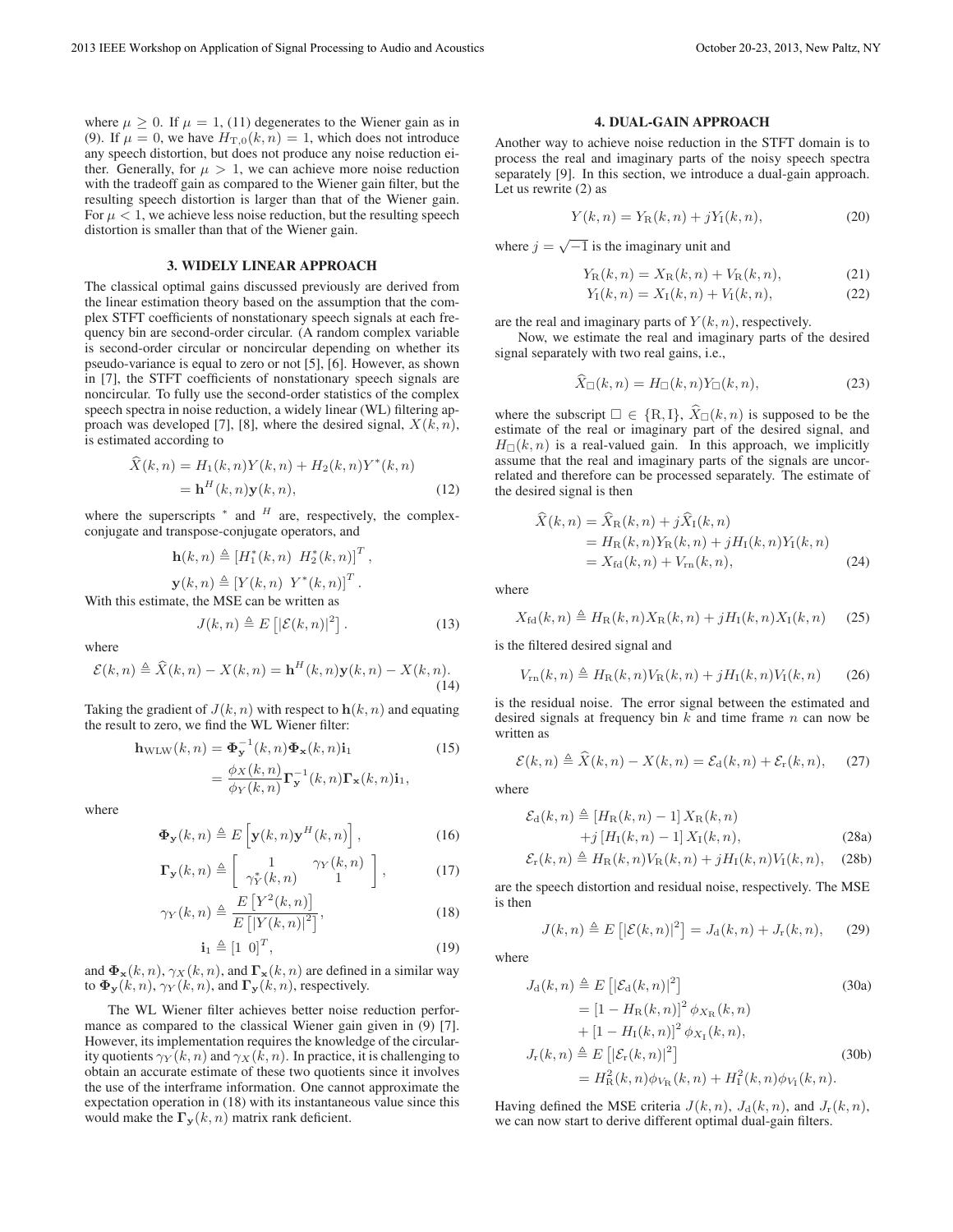where $\mu \geq 0$. If $\mu = 1$, (11) degenerates to the Wiener gain as in (9). If $\mu = 0$, we have $H_{\mathrm{T},0}(k,n) = 1$, which does not introduce any speech distortion, but does not produce any noise reduction either. Generally, for $\mu > 1$, we can achieve more noise reduction with the tradeoff gain as compared to the Wiener gain filter, but the resulting speech distortion is larger than that of the Wiener gain. For $\mu < 1$, we achieve less noise reduction, but the resulting speech distortion is smaller than that of the Wiener gain.

## 3. WIDELY LINEAR APPROACH

The classical optimal gains discussed previously are derived from the linear estimation theory based on the assumption that the complex STFT coefficients of nonstationary speech signals at each frequency bin are second-order circular. (A random complex variable is second-order circular or noncircular depending on whether its pseudo-variance is equal to zero or not [5], [6]. However, as shown in [7], the STFT coefficients of nonstationary speech signals are noncircular. To fully use the second-order statistics of the complex speech spectra in noise reduction, a widely linear (WL) filtering approach was developed [7], [8], where the desired signal, $X(k,n)$, is estimated according to

$$
\begin{aligned}
\widehat{X}(k,n) &= H_1(k,n)Y(k,n) + H_2(k,n)Y^*(k,n) \\
&= \mathbf{h}^H(k,n)\mathbf{y}(k,n), \qquad (12)
\end{aligned}
$$

where the superscripts $^*$ and $^H$ are, respectively, the complex-conjugate and transpose-conjugate operators, and

$$
\mathbf{h}(k,n) \triangleq \left[H_1^*(k,n) \;\; H_2^*(k,n)\right]^T,
$$

$$
\mathbf{y}(k,n) \triangleq \left[Y(k,n) \;\; Y^*(k,n)\right]^T.
$$

With this estimate, the MSE can be written as

$$
J(k,n) \triangleq E\left[|\mathcal{E}(k,n)|^2\right]. \qquad (13)
$$

where

$$
\mathcal{E}(k,n) \triangleq \widehat{X}(k,n) - X(k,n) = \mathbf{h}^H(k,n)\mathbf{y}(k,n) - X(k,n). \qquad (14)
$$

Taking the gradient of $J(k,n)$ with respect to $\mathbf{h}(k,n)$ and equating the result to zero, we find the WL Wiener filter:

$$
\begin{aligned}
\mathbf{h}_{\mathrm{WLW}}(k,n) &= \mathbf{\Phi}_{\mathbf{y}}^{-1}(k,n)\mathbf{\Phi}_{\mathbf{x}}(k,n)\mathbf{i}_1 \qquad (15) \\
&= \frac{\phi_X(k,n)}{\phi_Y(k,n)}\mathbf{\Gamma}_{\mathbf{y}}^{-1}(k,n)\mathbf{\Gamma}_{\mathbf{x}}(k,n)\mathbf{i}_1,
\end{aligned}
$$

where

$$
\mathbf{\Phi}_{\mathbf{y}}(k,n) \triangleq E\left[\mathbf{y}(k,n)\mathbf{y}^H(k,n)\right], \qquad (16)
$$

$$
\mathbf{\Gamma}_{\mathbf{y}}(k,n) \triangleq \begin{bmatrix} 1 & \gamma_Y(k,n) \\ \gamma_Y^*(k,n) & 1 \end{bmatrix}, \qquad (17)
$$

$$
\gamma_Y(k,n) \triangleq \frac{E\left[Y^2(k,n)\right]}{E\left[|Y(k,n)|^2\right]}, \qquad (18)
$$

$$
\mathbf{i}_1 \triangleq [1 \;\; 0]^T, \qquad (19)
$$

and $\mathbf{\Phi}_{\mathbf{x}}(k,n)$, $\gamma_X(k,n)$, and $\mathbf{\Gamma}_{\mathbf{x}}(k,n)$ are defined in a similar way to $\mathbf{\Phi}_{\mathbf{y}}(k,n)$, $\gamma_Y(k,n)$, and $\mathbf{\Gamma}_{\mathbf{y}}(k,n)$, respectively.

The WL Wiener filter achieves better noise reduction performance as compared to the classical Wiener gain given in (9) [7]. However, its implementation requires the knowledge of the circularity quotients $\gamma_Y(k,n)$ and $\gamma_X(k,n)$. In practice, it is challenging to obtain an accurate estimate of these two quotients since it involves the use of the interframe information. One cannot approximate the expectation operation in (18) with its instantaneous value since this would make the $\mathbf{\Gamma}_{\mathbf{y}}(k,n)$ matrix rank deficient.

## 4. DUAL-GAIN APPROACH

Another way to achieve noise reduction in the STFT domain is to process the real and imaginary parts of the noisy speech spectra separately [9]. In this section, we introduce a dual-gain approach. Let us rewrite (2) as

$$
Y(k,n) = Y_{\mathrm{R}}(k,n) + jY_{\mathrm{I}}(k,n), \qquad (20)
$$

where $j = \sqrt{-1}$ is the imaginary unit and

$$
Y_{\mathrm{R}}(k,n) = X_{\mathrm{R}}(k,n) + V_{\mathrm{R}}(k,n), \qquad (21)
$$

$$
Y_{\mathrm{I}}(k,n) = X_{\mathrm{I}}(k,n) + V_{\mathrm{I}}(k,n), \qquad (22)
$$

are the real and imaginary parts of $Y(k,n)$, respectively.

Now, we estimate the real and imaginary parts of the desired signal separately with two real gains, i.e.,

$$
\widehat{X}_{\square}(k,n) = H_{\square}(k,n)Y_{\square}(k,n), \qquad (23)
$$

where the subscript $\square \in \{\mathrm{R}, \mathrm{I}\}$, $\widehat{X}_{\square}(k,n)$ is supposed to be the estimate of the real or imaginary part of the desired signal, and $H_{\square}(k,n)$ is a real-valued gain. In this approach, we implicitly assume that the real and imaginary parts of the signals are uncorrelated and therefore can be processed separately. The estimate of the desired signal is then

$$
\begin{aligned}
\widehat{X}(k,n) &= \widehat{X}_{\mathrm{R}}(k,n) + j\widehat{X}_{\mathrm{I}}(k,n) \\
&= H_{\mathrm{R}}(k,n)Y_{\mathrm{R}}(k,n) + jH_{\mathrm{I}}(k,n)Y_{\mathrm{I}}(k,n) \\
&= X_{\mathrm{fd}}(k,n) + V_{\mathrm{rn}}(k,n), \qquad (24)
\end{aligned}
$$

where

$$
X_{\mathrm{fd}}(k,n) \triangleq H_{\mathrm{R}}(k,n)X_{\mathrm{R}}(k,n) + jH_{\mathrm{I}}(k,n)X_{\mathrm{I}}(k,n) \qquad (25)
$$

is the filtered desired signal and

$$
V_{\mathrm{rn}}(k,n) \triangleq H_{\mathrm{R}}(k,n)V_{\mathrm{R}}(k,n) + jH_{\mathrm{I}}(k,n)V_{\mathrm{I}}(k,n) \qquad (26)
$$

is the residual noise. The error signal between the estimated and desired signals at frequency bin $k$ and time frame $n$ can now be written as

$$
\mathcal{E}(k,n) \triangleq \widehat{X}(k,n) - X(k,n) = \mathcal{E}_{\mathrm{d}}(k,n) + \mathcal{E}_{\mathrm{r}}(k,n), \qquad (27)
$$

where

$$
\begin{aligned}
\mathcal{E}_{\mathrm{d}}(k,n) \triangleq{}& \left[H_{\mathrm{R}}(k,n) - 1\right]X_{\mathrm{R}}(k,n) \\
&+ j\left[H_{\mathrm{I}}(k,n) - 1\right]X_{\mathrm{I}}(k,n), \qquad (28a)
\end{aligned}
$$

$$
\mathcal{E}_{\mathrm{r}}(k,n) \triangleq H_{\mathrm{R}}(k,n)V_{\mathrm{R}}(k,n) + jH_{\mathrm{I}}(k,n)V_{\mathrm{I}}(k,n), \qquad (28b)
$$

are the speech distortion and residual noise, respectively. The MSE is then

$$
J(k,n) \triangleq E\left[|\mathcal{E}(k,n)|^2\right] = J_{\mathrm{d}}(k,n) + J_{\mathrm{r}}(k,n), \qquad (29)
$$

where

$$
\begin{aligned}
J_{\mathrm{d}}(k,n) &\triangleq E\left[|\mathcal{E}_{\mathrm{d}}(k,n)|^2\right] \qquad (30a) \\
&= \left[1 - H_{\mathrm{R}}(k,n)\right]^2 \phi_{X_{\mathrm{R}}}(k,n) \\
&\quad + \left[1 - H_{\mathrm{I}}(k,n)\right]^2 \phi_{X_{\mathrm{I}}}(k,n), \\
J_{\mathrm{r}}(k,n) &\triangleq E\left[|\mathcal{E}_{\mathrm{r}}(k,n)|^2\right] \qquad (30b) \\
&= H_{\mathrm{R}}^2(k,n)\phi_{V_{\mathrm{R}}}(k,n) + H_{\mathrm{I}}^2(k,n)\phi_{V_{\mathrm{I}}}(k,n).
\end{aligned}
$$

Having defined the MSE criteria $J(k,n)$, $J_{\mathrm{d}}(k,n)$, and $J_{\mathrm{r}}(k,n)$, we can now start to derive different optimal dual-gain filters.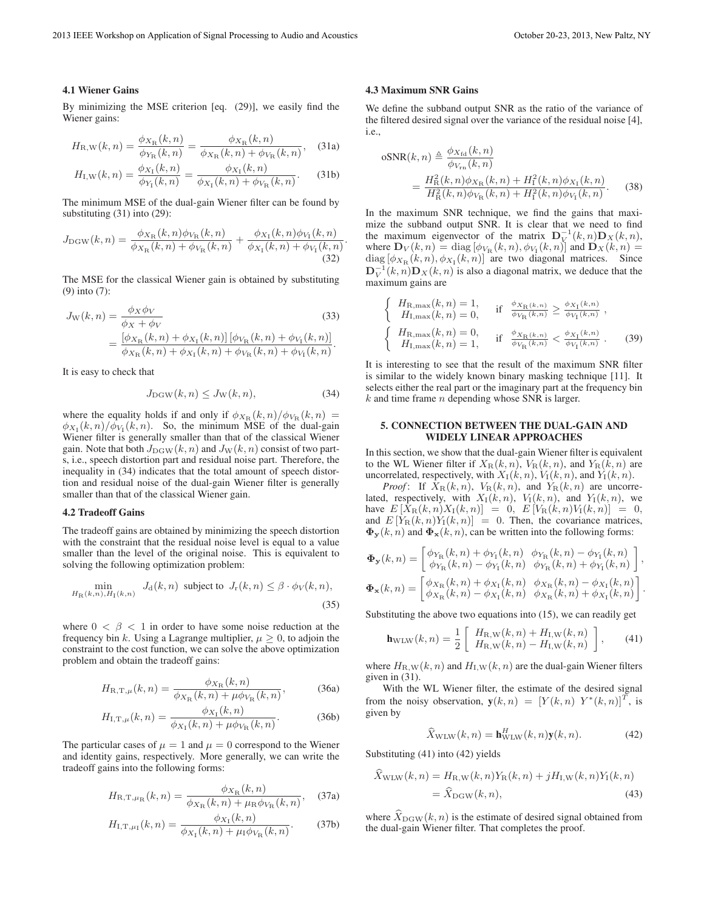### 4.1 Wiener Gains

By minimizing the MSE criterion [eq. (29)], we easily find the Wiener gains:

$$H_{\mathrm{R,W}}(k,n) = \frac{\phi_{X_{\mathrm{R}}}(k,n)}{\phi_{Y_{\mathrm{R}}}(k,n)} = \frac{\phi_{X_{\mathrm{R}}}(k,n)}{\phi_{X_{\mathrm{R}}}(k,n) + \phi_{V_{\mathrm{R}}}(k,n)}, \quad (31a)$$

$$H_{\mathrm{I,W}}(k,n) = \frac{\phi_{X_{\mathrm{I}}}(k,n)}{\phi_{Y_{\mathrm{I}}}(k,n)} = \frac{\phi_{X_{\mathrm{I}}}(k,n)}{\phi_{X_{\mathrm{I}}}(k,n) + \phi_{V_{\mathrm{R}}}(k,n)}. \quad (31b)$$

The minimum MSE of the dual-gain Wiener filter can be found by substituting (31) into (29):

$$J_{\mathrm{DGW}}(k,n) = \frac{\phi_{X_{\mathrm{R}}}(k,n)\phi_{V_{\mathrm{R}}}(k,n)}{\phi_{X_{\mathrm{R}}}(k,n) + \phi_{V_{\mathrm{R}}}(k,n)} + \frac{\phi_{X_{\mathrm{I}}}(k,n)\phi_{V_{\mathrm{I}}}(k,n)}{\phi_{X_{\mathrm{I}}}(k,n) + \phi_{V_{\mathrm{I}}}(k,n)}. \quad (32)$$

The MSE for the classical Wiener gain is obtained by substituting (9) into (7):

$$\begin{aligned} J_{\mathrm{W}}(k,n) &= \frac{\phi_X \phi_V}{\phi_X + \phi_V} \quad (33) \\ &= \frac{[\phi_{X_{\mathrm{R}}}(k,n) + \phi_{X_{\mathrm{I}}}(k,n)][\phi_{V_{\mathrm{R}}}(k,n) + \phi_{V_{\mathrm{I}}}(k,n)]}{\phi_{X_{\mathrm{R}}}(k,n) + \phi_{X_{\mathrm{I}}}(k,n) + \phi_{V_{\mathrm{R}}}(k,n) + \phi_{V_{\mathrm{I}}}(k,n)}. \end{aligned}$$

It is easy to check that

$$J_{\mathrm{DGW}}(k,n) \leq J_{\mathrm{W}}(k,n), \quad (34)$$

where the equality holds if and only if $\phi_{X_{\mathrm{R}}}(k,n)/\phi_{V_{\mathrm{R}}}(k,n) = \phi_{X_{\mathrm{I}}}(k,n)/\phi_{V_{\mathrm{I}}}(k,n)$. So, the minimum MSE of the dual-gain Wiener filter is generally smaller than that of the classical Wiener gain. Note that both $J_{\mathrm{DGW}}(k,n)$ and $J_{\mathrm{W}}(k,n)$ consist of two parts, i.e., speech distortion part and residual noise part. Therefore, the inequality in (34) indicates that the total amount of speech distortion and residual noise of the dual-gain Wiener filter is generally smaller than that of the classical Wiener gain.

### 4.2 Tradeoff Gains

The tradeoff gains are obtained by minimizing the speech distortion with the constraint that the residual noise level is equal to a value smaller than the level of the original noise. This is equivalent to solving the following optimization problem:

$$\min_{H_{\mathrm{R}}(k,n), H_{\mathrm{I}}(k,n)} J_{\mathrm{d}}(k,n) \text{ subject to } J_{\mathrm{r}}(k,n) \leq \beta \cdot \phi_V(k,n), \quad (35)$$

where $0 < \beta < 1$ in order to have some noise reduction at the frequency bin $k$. Using a Lagrange multiplier, $\mu \geq 0$, to adjoin the constraint to the cost function, we can solve the above optimization problem and obtain the tradeoff gains:

$$H_{\mathrm{R,T},\mu}(k,n) = \frac{\phi_{X_{\mathrm{R}}}(k,n)}{\phi_{X_{\mathrm{R}}}(k,n) + \mu\phi_{V_{\mathrm{R}}}(k,n)}, \quad (36a)$$

$$H_{\mathrm{I,T},\mu}(k,n) = \frac{\phi_{X_{\mathrm{I}}}(k,n)}{\phi_{X_{\mathrm{I}}}(k,n) + \mu\phi_{V_{\mathrm{R}}}(k,n)}. \quad (36b)$$

The particular cases of $\mu = 1$ and $\mu = 0$ correspond to the Wiener and identity gains, respectively. More generally, we can write the tradeoff gains into the following forms:

$$H_{\mathrm{R,T},\mu_{\mathrm{R}}}(k,n) = \frac{\phi_{X_{\mathrm{R}}}(k,n)}{\phi_{X_{\mathrm{R}}}(k,n) + \mu_{\mathrm{R}}\phi_{V_{\mathrm{R}}}(k,n)}, \quad (37a)$$

$$H_{\mathrm{I,T},\mu_{\mathrm{I}}}(k,n) = \frac{\phi_{X_{\mathrm{I}}}(k,n)}{\phi_{X_{\mathrm{I}}}(k,n) + \mu_{\mathrm{I}}\phi_{V_{\mathrm{R}}}(k,n)}. \quad (37b)$$

### 4.3 Maximum SNR Gains

We define the subband output SNR as the ratio of the variance of the filtered desired signal over the variance of the residual noise [4], i.e.,

$$\begin{aligned} \mathrm{oSNR}(k,n) &\triangleq \frac{\phi_{X_{\mathrm{fd}}}(k,n)}{\phi_{V_{\mathrm{rn}}}(k,n)} \\ &= \frac{H_{\mathrm{R}}^2(k,n)\phi_{X_{\mathrm{R}}}(k,n) + H_{\mathrm{I}}^2(k,n)\phi_{X_{\mathrm{I}}}(k,n)}{H_{\mathrm{R}}^2(k,n)\phi_{V_{\mathrm{R}}}(k,n) + H_{\mathrm{I}}^2(k,n)\phi_{V_{\mathrm{I}}}(k,n)}. \quad (38) \end{aligned}$$

In the maximum SNR technique, we find the gains that maximize the subband output SNR. It is clear that we need to find the maximum eigenvector of the matrix $\mathbf{D}_V^{-1}(k,n)\mathbf{D}_X(k,n)$, where $\mathbf{D}_V(k,n) = \mathrm{diag}[\phi_{V_{\mathrm{R}}}(k,n), \phi_{V_{\mathrm{I}}}(k,n)]$ and $\mathbf{D}_X(k,n) = \mathrm{diag}[\phi_{X_{\mathrm{R}}}(k,n), \phi_{X_{\mathrm{I}}}(k,n)]$ are two diagonal matrices. Since $\mathbf{D}_V^{-1}(k,n)\mathbf{D}_X(k,n)$ is also a diagonal matrix, we deduce that the maximum gains are

$$\begin{cases} H_{\mathrm{R,max}}(k,n) = 1, \\ H_{\mathrm{I,max}}(k,n) = 0, \end{cases} \text{if } \frac{\phi_{X_{\mathrm{R}}}(k,n)}{\phi_{V_{\mathrm{R}}}(k,n)} \geq \frac{\phi_{X_{\mathrm{I}}}(k,n)}{\phi_{V_{\mathrm{I}}}(k,n)},$$

$$\begin{cases} H_{\mathrm{R,max}}(k,n) = 0, \\ H_{\mathrm{I,max}}(k,n) = 1, \end{cases} \text{if } \frac{\phi_{X_{\mathrm{R}}}(k,n)}{\phi_{V_{\mathrm{R}}}(k,n)} < \frac{\phi_{X_{\mathrm{I}}}(k,n)}{\phi_{V_{\mathrm{I}}}(k,n)}. \quad (39)$$

It is interesting to see that the result of the maximum SNR filter is similar to the widely known binary masking technique [11]. It selects either the real part or the imaginary part at the frequency bin $k$ and time frame $n$ depending whose SNR is larger.

## 5. CONNECTION BETWEEN THE DUAL-GAIN AND WIDELY LINEAR APPROACHES

In this section, we show that the dual-gain Wiener filter is equivalent to the WL Wiener filter if $X_{\mathrm{R}}(k,n)$, $V_{\mathrm{R}}(k,n)$, and $Y_{\mathrm{R}}(k,n)$ are uncorrelated, respectively, with $X_{\mathrm{I}}(k,n)$, $V_{\mathrm{I}}(k,n)$, and $Y_{\mathrm{I}}(k,n)$.

*Proof*: If $X_{\mathrm{R}}(k,n)$, $V_{\mathrm{R}}(k,n)$, and $Y_{\mathrm{R}}(k,n)$ are uncorrelated, respectively, with $X_{\mathrm{I}}(k,n)$, $V_{\mathrm{I}}(k,n)$, and $Y_{\mathrm{I}}(k,n)$, we have $E[X_{\mathrm{R}}(k,n)X_{\mathrm{I}}(k,n)] = 0$, $E[V_{\mathrm{R}}(k,n)V_{\mathrm{I}}(k,n)] = 0$, and $E[Y_{\mathrm{R}}(k,n)Y_{\mathrm{I}}(k,n)] = 0$. Then, the covariance matrices, $\mathbf{\Phi}_{\mathbf{y}}(k,n)$ and $\mathbf{\Phi}_{\mathbf{x}}(k,n)$, can be written into the following forms:

$$\mathbf{\Phi}_{\mathbf{y}}(k,n) = \begin{bmatrix} \phi_{Y_{\mathrm{R}}}(k,n) + \phi_{Y_{\mathrm{I}}}(k,n) & \phi_{Y_{\mathrm{R}}}(k,n) - \phi_{Y_{\mathrm{I}}}(k,n) \\ \phi_{Y_{\mathrm{R}}}(k,n) - \phi_{Y_{\mathrm{I}}}(k,n) & \phi_{Y_{\mathrm{R}}}(k,n) + \phi_{Y_{\mathrm{I}}}(k,n) \end{bmatrix},$$

$$\mathbf{\Phi}_{\mathbf{x}}(k,n) = \begin{bmatrix} \phi_{X_{\mathrm{R}}}(k,n) + \phi_{X_{\mathrm{I}}}(k,n) & \phi_{X_{\mathrm{R}}}(k,n) - \phi_{X_{\mathrm{I}}}(k,n) \\ \phi_{X_{\mathrm{R}}}(k,n) - \phi_{X_{\mathrm{I}}}(k,n) & \phi_{X_{\mathrm{R}}}(k,n) + \phi_{X_{\mathrm{I}}}(k,n) \end{bmatrix}.$$

Substituting the above two equations into (15), we can readily get

$$\mathbf{h}_{\mathrm{WLW}}(k,n) = \frac{1}{2} \begin{bmatrix} H_{\mathrm{R,W}}(k,n) + H_{\mathrm{I,W}}(k,n) \\ H_{\mathrm{R,W}}(k,n) - H_{\mathrm{I,W}}(k,n) \end{bmatrix}, \quad (41)$$

where $H_{\mathrm{R,W}}(k,n)$ and $H_{\mathrm{I,W}}(k,n)$ are the dual-gain Wiener filters given in (31).

With the WL Wiener filter, the estimate of the desired signal from the noisy observation, $\mathbf{y}(k,n) = [Y(k,n) \; Y^*(k,n)]^T$, is given by

$$\widehat{X}_{\mathrm{WLW}}(k,n) = \mathbf{h}_{\mathrm{WLW}}^H(k,n)\mathbf{y}(k,n). \quad (42)$$

Substituting (41) into (42) yields

$$\begin{aligned} \widehat{X}_{\mathrm{WLW}}(k,n) &= H_{\mathrm{R,W}}(k,n)Y_{\mathrm{R}}(k,n) + jH_{\mathrm{I,W}}(k,n)Y_{\mathrm{I}}(k,n) \\ &= \widehat{X}_{\mathrm{DGW}}(k,n), \quad (43) \end{aligned}$$

where $\widehat{X}_{\mathrm{DGW}}(k,n)$ is the estimate of desired signal obtained from the dual-gain Wiener filter. That completes the proof.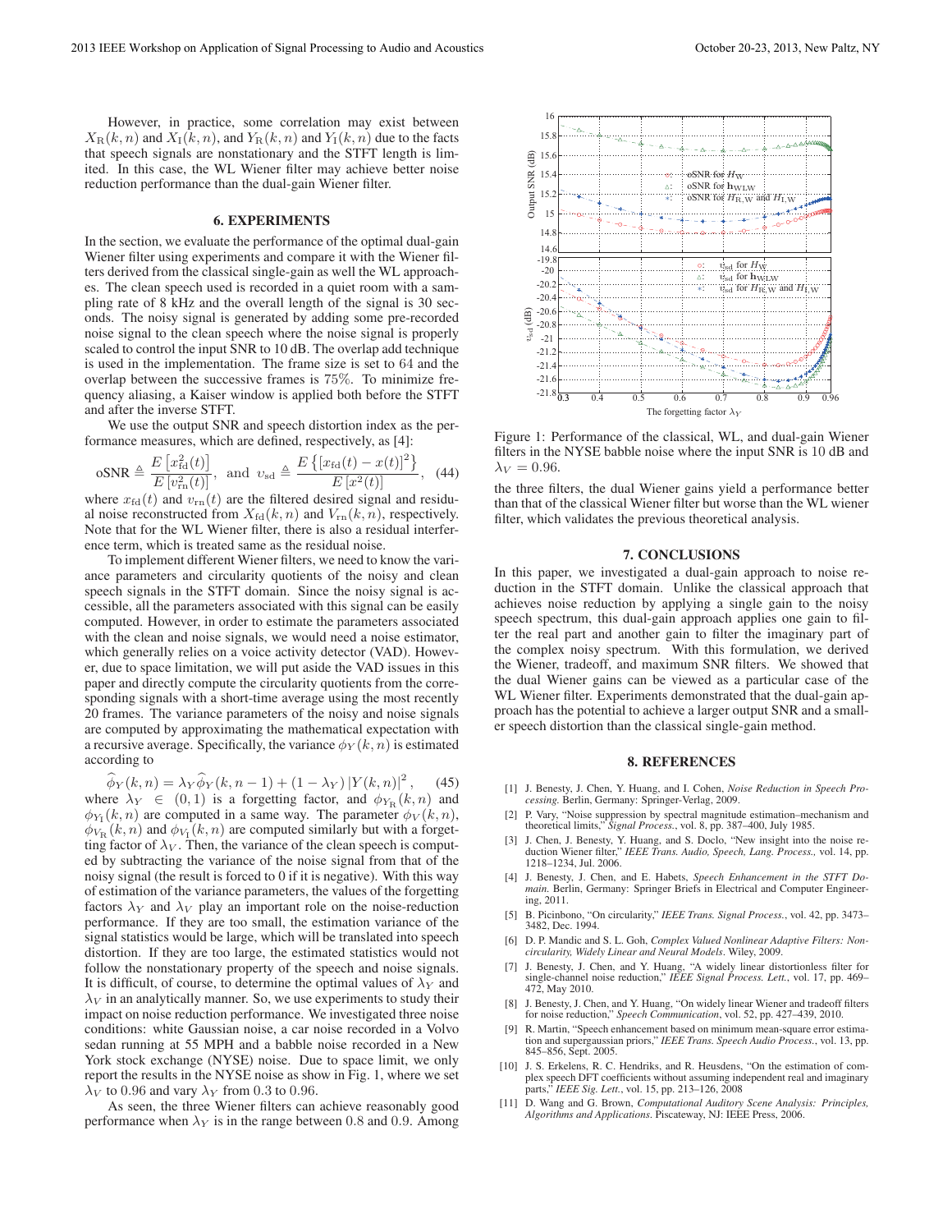However, in practice, some correlation may exist between $X_{\rm R}(k,n)$ and $X_{\rm I}(k,n)$, and $Y_{\rm R}(k,n)$ and $Y_{\rm I}(k,n)$ due to the facts that speech signals are nonstationary and the STFT length is limited. In this case, the WL Wiener filter may achieve better noise reduction performance than the dual-gain Wiener filter.

## 6. EXPERIMENTS

In the section, we evaluate the performance of the optimal dual-gain Wiener filter using experiments and compare it with the Wiener filters derived from the classical single-gain as well the WL approaches. The clean speech used is recorded in a quiet room with a sampling rate of 8 kHz and the overall length of the signal is 30 seconds. The noisy signal is generated by adding some pre-recorded noise signal to the clean speech where the noise signal is properly scaled to control the input SNR to 10 dB. The overlap add technique is used in the implementation. The frame size is set to 64 and the overlap between the successive frames is 75%. To minimize frequency aliasing, a Kaiser window is applied both before the STFT and after the inverse STFT.

We use the output SNR and speech distortion index as the performance measures, which are defined, respectively, as [4]:

$$\text{oSNR} \triangleq \frac{E\left[x_{\rm fd}^2(t)\right]}{E\left[v_{\rm rn}^2(t)\right]}, \text{ and } \upsilon_{\rm sd} \triangleq \frac{E\left\{\left[x_{\rm fd}(t) - x(t)\right]^2\right\}}{E\left[x^2(t)\right]}, \quad (44)$$

where $x_{\rm fd}(t)$ and $v_{\rm rn}(t)$ are the filtered desired signal and residual noise reconstructed from $X_{\rm fd}(k,n)$ and $V_{\rm rn}(k,n)$, respectively. Note that for the WL Wiener filter, there is also a residual interference term, which is treated same as the residual noise.

To implement different Wiener filters, we need to know the variance parameters and circularity quotients of the noisy and clean speech signals in the STFT domain. Since the noisy signal is accessible, all the parameters associated with this signal can be easily computed. However, in order to estimate the parameters associated with the clean and noise signals, we would need a noise estimator, which generally relies on a voice activity detector (VAD). However, due to space limitation, we will put aside the VAD issues in this paper and directly compute the circularity quotients from the corresponding signals with a short-time average using the most recently 20 frames. The variance parameters of the noisy and noise signals are computed by approximating the mathematical expectation with a recursive average. Specifically, the variance $\phi_Y(k,n)$ is estimated according to

$$\widehat{\phi}_Y(k,n) = \lambda_Y \widehat{\phi}_Y(k,n-1) + (1-\lambda_Y)\left|Y(k,n)\right|^2, \quad (45)$$

where $\lambda_Y \in (0,1)$ is a forgetting factor, and $\phi_{Y_{\rm R}}(k,n)$ and $\phi_{Y_{\rm I}}(k,n)$ are computed in a same way. The parameter $\phi_V(k,n)$, $\phi_{V_{\rm R}}(k,n)$ and $\phi_{V_{\rm I}}(k,n)$ are computed similarly but with a forgetting factor of $\lambda_V$. Then, the variance of the clean speech is computed by subtracting the variance of the noise signal from that of the noisy signal (the result is forced to 0 if it is negative). With this way of estimation of the variance parameters, the values of the forgetting factors $\lambda_Y$ and $\lambda_V$ play an important role on the noise-reduction performance. If they are too small, the estimation variance of the signal statistics would be large, which will be translated into speech distortion. If they are too large, the estimated statistics would not follow the nonstationary property of the speech and noise signals. It is difficult, of course, to determine the optimal values of $\lambda_Y$ and $\lambda_V$ in an analytically manner. So, we use experiments to study their impact on noise reduction performance. We investigated three noise conditions: white Gaussian noise, a car noise recorded in a Volvo sedan running at 55 MPH and a babble noise recorded in a New York stock exchange (NYSE) noise. Due to space limit, we only report the results in the NYSE noise as show in Fig. 1, where we set $\lambda_V$ to 0.96 and vary $\lambda_Y$ from 0.3 to 0.96.

As seen, the three Wiener filters can achieve reasonably good performance when $\lambda_Y$ is in the range between 0.8 and 0.9. Among the three filters, the dual Wiener gains yield a performance better than that of the classical Wiener filter but worse than the WL wiener filter, which validates the previous theoretical analysis.

Output SNR (dB)
16
15.8
15.6
15.4
15.2
15
14.8
14.6
oSNR for $H_{\rm W}$
oSNR for $\mathbf{h}_{\rm WLW}$
oSNR for $H_{\rm R,W}$ and $H_{\rm I,W}$

$\upsilon_{\rm sd}$ (dB)
-19.8
-20
-20.2
-20.4
-20.6
-20.8
-21
-21.2
-21.4
-21.6
-21.8
$\upsilon_{\rm sd}$ for $H_{\rm W}$
$\upsilon_{\rm sd}$ for $\mathbf{h}_{\rm WLW}$
$\upsilon_{\rm sd}$ for $H_{\rm R,W}$ and $H_{\rm I,W}$
0.3 0.4 0.5 0.6 0.7 0.8 0.9 0.96
The forgetting factor $\lambda_Y$

Figure 1: Performance of the classical, WL, and dual-gain Wiener filters in the NYSE babble noise where the input SNR is 10 dB and $\lambda_V = 0.96$.

## 7. CONCLUSIONS

In this paper, we investigated a dual-gain approach to noise reduction in the STFT domain. Unlike the classical approach that achieves noise reduction by applying a single gain to the noisy speech spectrum, this dual-gain approach applies one gain to filter the real part and another gain to filter the imaginary part of the complex noisy spectrum. With this formulation, we derived the Wiener, tradeoff, and maximum SNR filters. We showed that the dual Wiener gains can be viewed as a particular case of the WL Wiener filter. Experiments demonstrated that the dual-gain approach has the potential to achieve a larger output SNR and a smaller speech distortion than the classical single-gain method.

## 8. REFERENCES

[1] J. Benesty, J. Chen, Y. Huang, and I. Cohen, *Noise Reduction in Speech Processing.* Berlin, Germany: Springer-Verlag, 2009.

[2] P. Vary, "Noise suppression by spectral magnitude estimation–mechanism and theoretical limits," *Signal Process.*, vol. 8, pp. 387–400, July 1985.

[3] J. Chen, J. Benesty, Y. Huang, and S. Doclo, "New insight into the noise reduction Wiener filter," *IEEE Trans. Audio, Speech, Lang. Process.*, vol. 14, pp. 1218–1234, Jul. 2006.

[4] J. Benesty, J. Chen, and E. Habets, *Speech Enhancement in the STFT Domain.* Berlin, Germany: Springer Briefs in Electrical and Computer Engineering, 2011.

[5] B. Picinbono, "On circularity," *IEEE Trans. Signal Process.*, vol. 42, pp. 3473–3482, Dec. 1994.

[6] D. P. Mandic and S. L. Goh, *Complex Valued Nonlinear Adaptive Filters: Noncircularity, Widely Linear and Neural Models*. Wiley, 2009.

[7] J. Benesty, J. Chen, and Y. Huang, "A widely linear distortionless filter for single-channel noise reduction," *IEEE Signal Process. Lett.*, vol. 17, pp. 469–472, May 2010.

[8] J. Benesty, J. Chen, and Y. Huang, "On widely linear Wiener and tradeoff filters for noise reduction," *Speech Communication*, vol. 52, pp. 427–439, 2010.

[9] R. Martin, "Speech enhancement based on minimum mean-square error estimation and supergaussian priors," *IEEE Trans. Speech Audio Process.*, vol. 13, pp. 845–856, Sept. 2005.

[10] J. S. Erkelens, R. C. Hendriks, and R. Heusdens, "On the estimation of complex speech DFT coefficients without assuming independent real and imaginary parts," *IEEE Sig. Lett.*, vol. 15, pp. 213–126, 2008

[11] D. Wang and G. Brown, *Computational Auditory Scene Analysis: Principles, Algorithms and Applications*. Piscataway, NJ: IEEE Press, 2006.